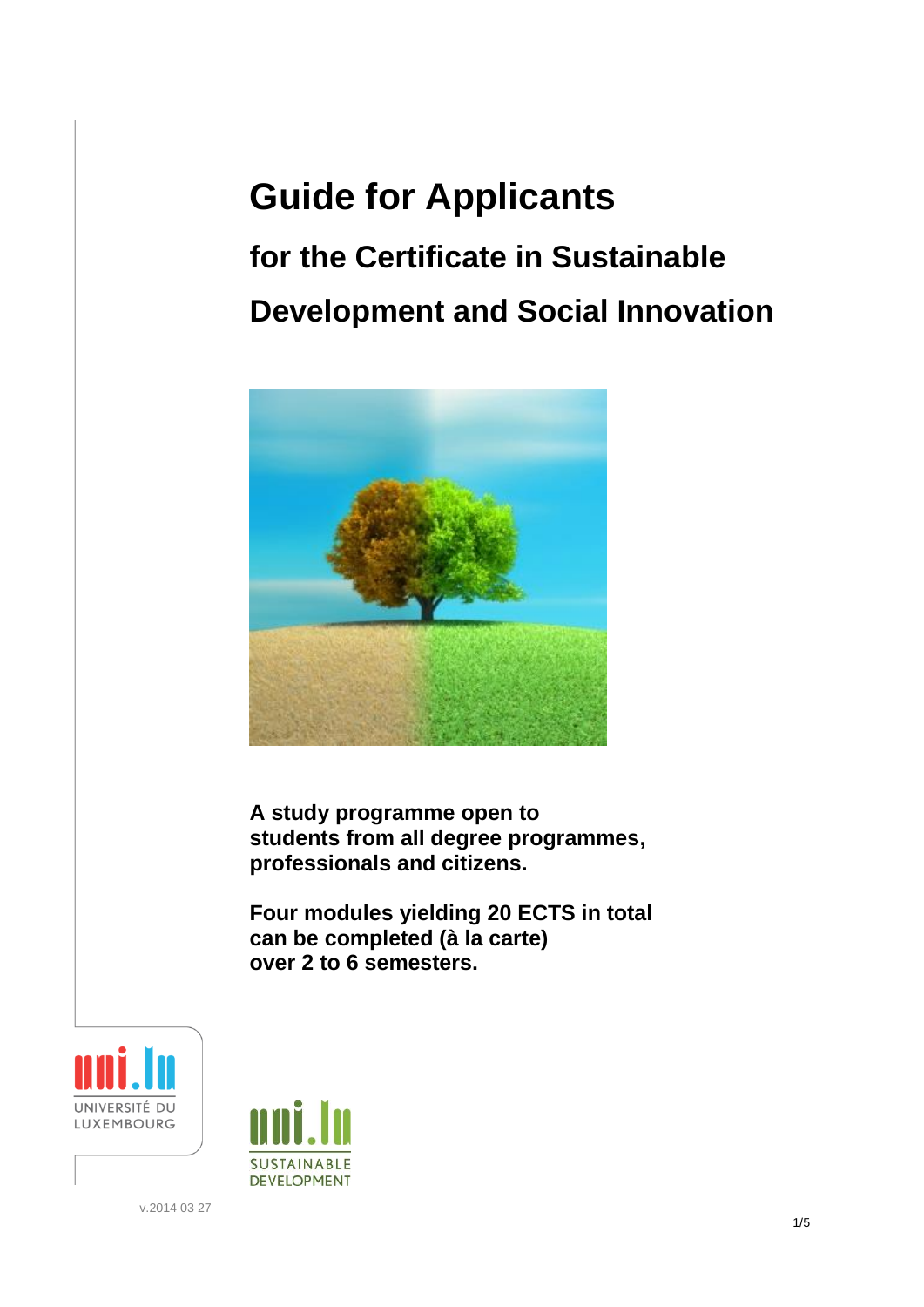# Guide for Applicants

## for the Certificate in Sustainable Development and Social Innovation

**A study programme open to students from all degree programmes, professionals and citizens.**

**Four modules yielding 20 ECTS in total can be completed (à la carte) over 2 to 6 semesters.**

UNIVERSITÉ DU LUXEMBOURG

SUSTAINABLE DEVELOPMENT

v.2014 03 27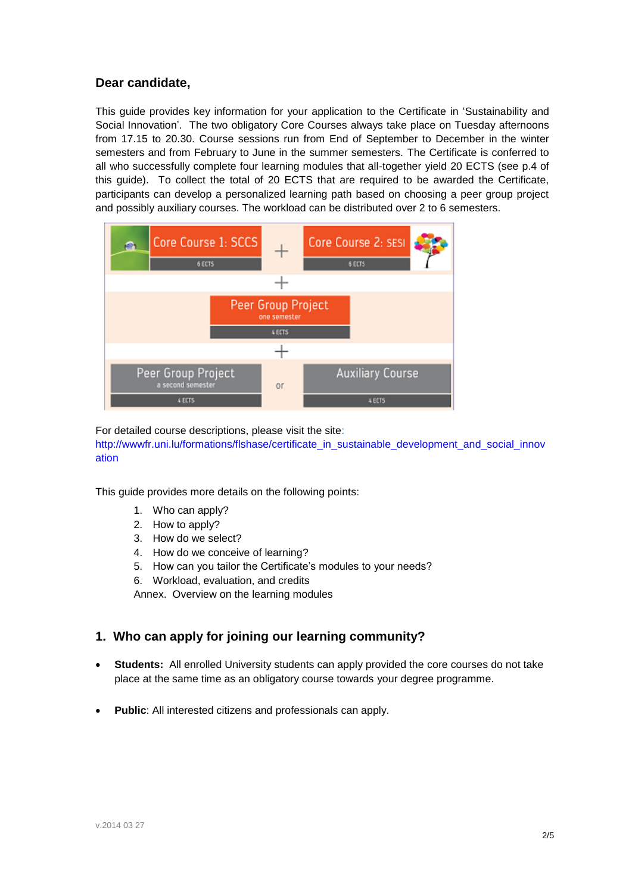**Dear candidate,**

This guide provides key information for your application to the Certificate in 'Sustainability and Social Innovation'. The two obligatory Core Courses always take place on Tuesday afternoons from 17.15 to 20.30. Course sessions run from End of September to December in the winter semesters and from February to June in the summer semesters. The Certificate is conferred to all who successfully complete four learning modules that all-together yield 20 ECTS (see p.4 of this guide). To collect the total of 20 ECTS that are required to be awarded the Certificate, participants can develop a personalized learning path based on choosing a peer group project and possibly auxiliary courses. The workload can be distributed over 2 to 6 semesters.

Core Course 1: SCCS (6 ECTS) + Core Course 2: SESI (6 ECTS)

\+

Peer Group Project – one semester (4 ECTS)

\+

Peer Group Project – a second semester (4 ECTS) or Auxiliary Course (4 ECTS)

For detailed course descriptions, please visit the site: http://wwwfr.uni.lu/formations/flshase/certificate_in_sustainable_development_and_social_innovation

This guide provides more details on the following points:

1. Who can apply?
2. How to apply?
3. How do we select?
4. How do we conceive of learning?
5. How can you tailor the Certificate's modules to your needs?
6. Workload, evaluation, and credits

Annex. Overview on the learning modules

## 1. Who can apply for joining our learning community?

- **Students:** All enrolled University students can apply provided the core courses do not take place at the same time as an obligatory course towards your degree programme.
- **Public**: All interested citizens and professionals can apply.

v.2014 03 27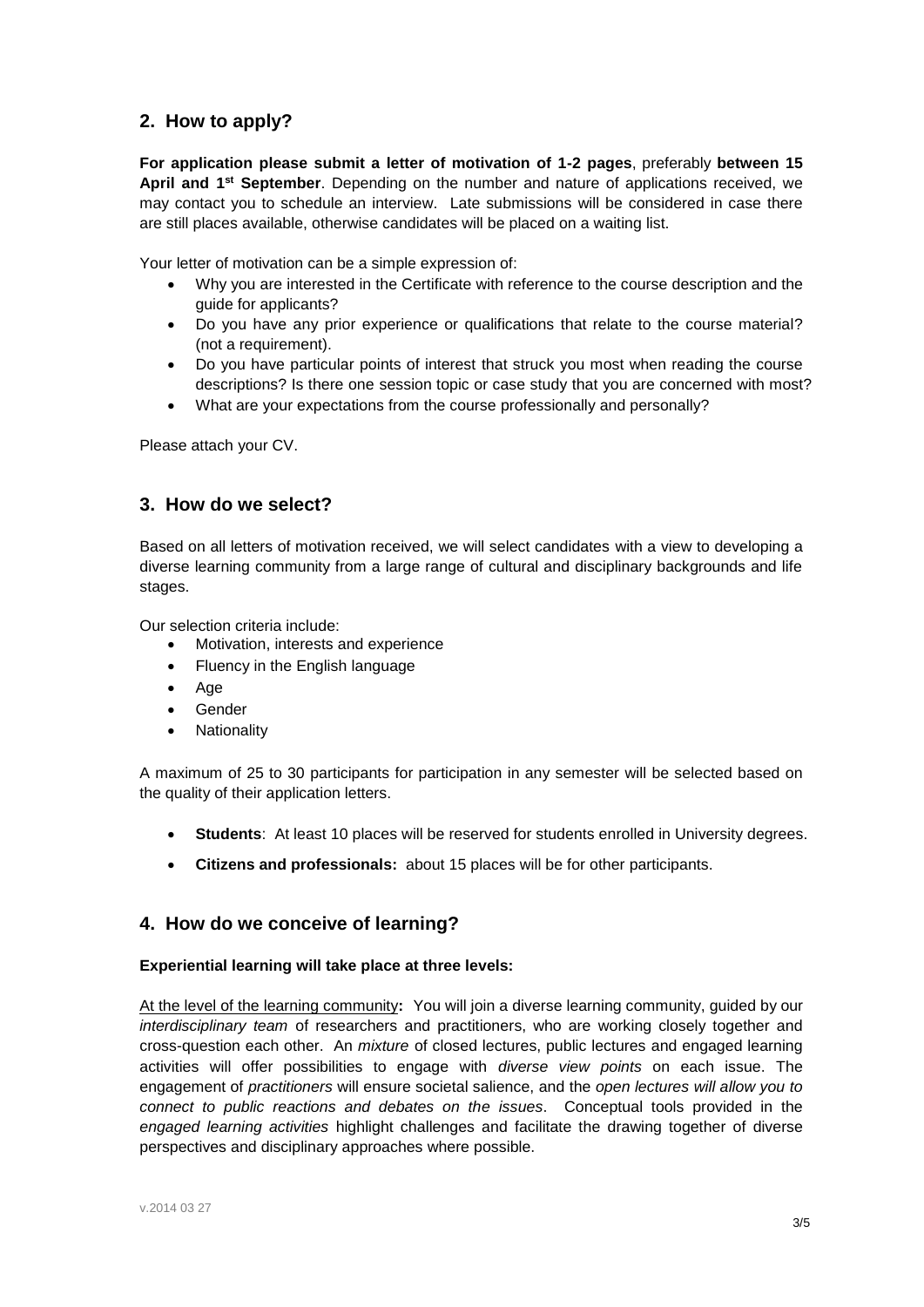## 2. How to apply?

**For application please submit a letter of motivation of 1-2 pages**, preferably **between 15 April and 1st September**. Depending on the number and nature of applications received, we may contact you to schedule an interview. Late submissions will be considered in case there are still places available, otherwise candidates will be placed on a waiting list.

Your letter of motivation can be a simple expression of:

- Why you are interested in the Certificate with reference to the course description and the guide for applicants?
- Do you have any prior experience or qualifications that relate to the course material? (not a requirement).
- Do you have particular points of interest that struck you most when reading the course descriptions? Is there one session topic or case study that you are concerned with most?
- What are your expectations from the course professionally and personally?

Please attach your CV.

## 3. How do we select?

Based on all letters of motivation received, we will select candidates with a view to developing a diverse learning community from a large range of cultural and disciplinary backgrounds and life stages.

Our selection criteria include:

- Motivation, interests and experience
- Fluency in the English language
- Age
- Gender
- Nationality

A maximum of 25 to 30 participants for participation in any semester will be selected based on the quality of their application letters.

- **Students**: At least 10 places will be reserved for students enrolled in University degrees.
- **Citizens and professionals:** about 15 places will be for other participants.

## 4. How do we conceive of learning?

**Experiential learning will take place at three levels:**

At the level of the learning community**:** You will join a diverse learning community, guided by our *interdisciplinary team* of researchers and practitioners, who are working closely together and cross-question each other. An *mixture* of closed lectures, public lectures and engaged learning activities will offer possibilities to engage with *diverse view points* on each issue. The engagement of *practitioners* will ensure societal salience, and the *open lectures will allow you to connect to public reactions and debates on the issues*. Conceptual tools provided in the *engaged learning activities* highlight challenges and facilitate the drawing together of diverse perspectives and disciplinary approaches where possible.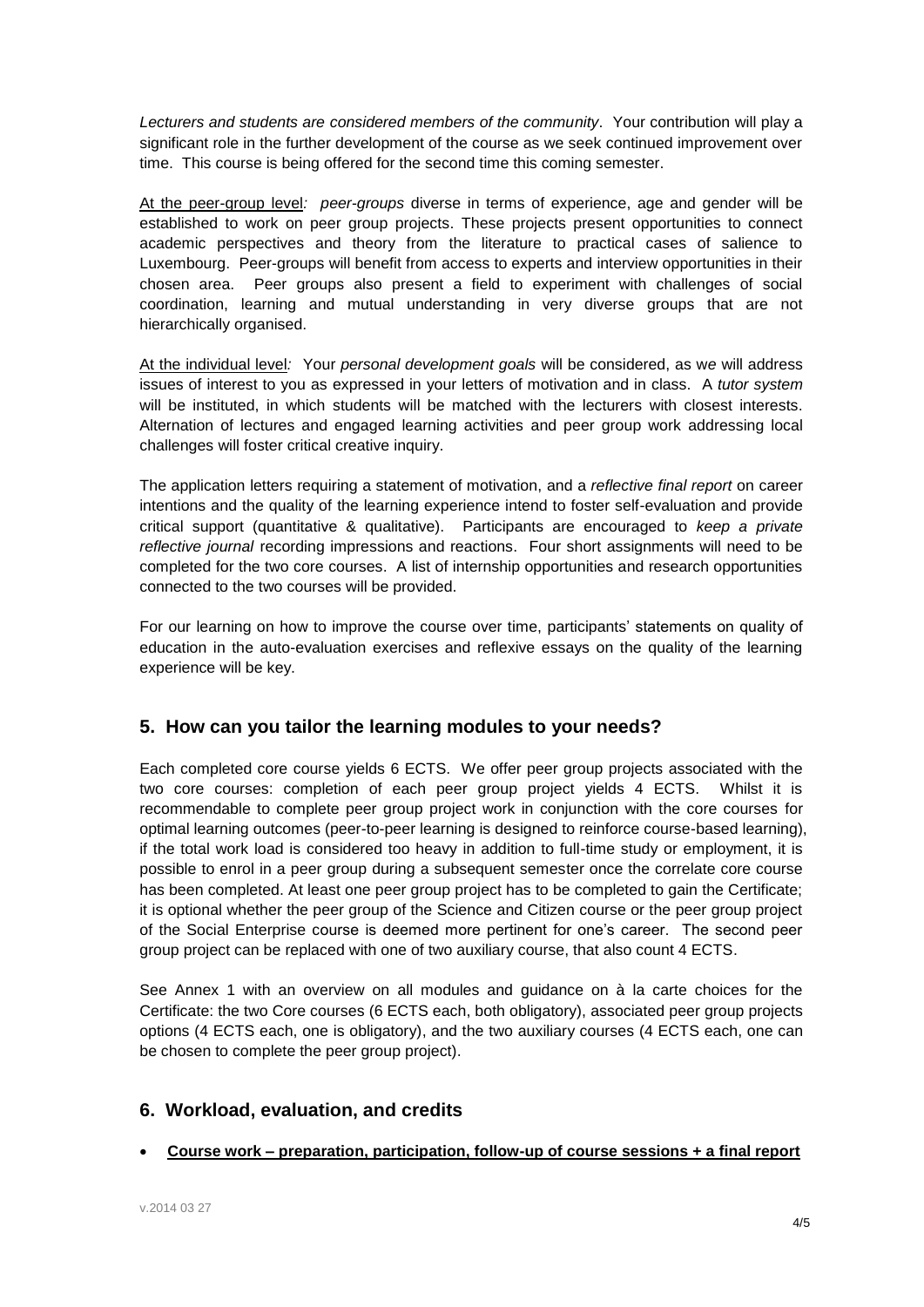*Lecturers and students are considered members of the community*. Your contribution will play a significant role in the further development of the course as we seek continued improvement over time. This course is being offered for the second time this coming semester.

At the peer-group level*:* *peer-groups* diverse in terms of experience, age and gender will be established to work on peer group projects. These projects present opportunities to connect academic perspectives and theory from the literature to practical cases of salience to Luxembourg. Peer-groups will benefit from access to experts and interview opportunities in their chosen area. Peer groups also present a field to experiment with challenges of social coordination, learning and mutual understanding in very diverse groups that are not hierarchically organised.

At the individual level*:* Your *personal development goals* will be considered, as we will address issues of interest to you as expressed in your letters of motivation and in class. A *tutor system* will be instituted, in which students will be matched with the lecturers with closest interests. Alternation of lectures and engaged learning activities and peer group work addressing local challenges will foster critical creative inquiry.

The application letters requiring a statement of motivation, and a *reflective final report* on career intentions and the quality of the learning experience intend to foster self-evaluation and provide critical support (quantitative & qualitative). Participants are encouraged to *keep a private reflective journal* recording impressions and reactions. Four short assignments will need to be completed for the two core courses. A list of internship opportunities and research opportunities connected to the two courses will be provided.

For our learning on how to improve the course over time, participants' statements on quality of education in the auto-evaluation exercises and reflexive essays on the quality of the learning experience will be key.

## 5. How can you tailor the learning modules to your needs?

Each completed core course yields 6 ECTS. We offer peer group projects associated with the two core courses: completion of each peer group project yields 4 ECTS. Whilst it is recommendable to complete peer group project work in conjunction with the core courses for optimal learning outcomes (peer-to-peer learning is designed to reinforce course-based learning), if the total work load is considered too heavy in addition to full-time study or employment, it is possible to enrol in a peer group during a subsequent semester once the correlate core course has been completed. At least one peer group project has to be completed to gain the Certificate; it is optional whether the peer group of the Science and Citizen course or the peer group project of the Social Enterprise course is deemed more pertinent for one's career. The second peer group project can be replaced with one of two auxiliary course, that also count 4 ECTS.

See Annex 1 with an overview on all modules and guidance on à la carte choices for the Certificate: the two Core courses (6 ECTS each, both obligatory), associated peer group projects options (4 ECTS each, one is obligatory), and the two auxiliary courses (4 ECTS each, one can be chosen to complete the peer group project).

## 6. Workload, evaluation, and credits

- **Course work – preparation, participation, follow-up of course sessions + a final report**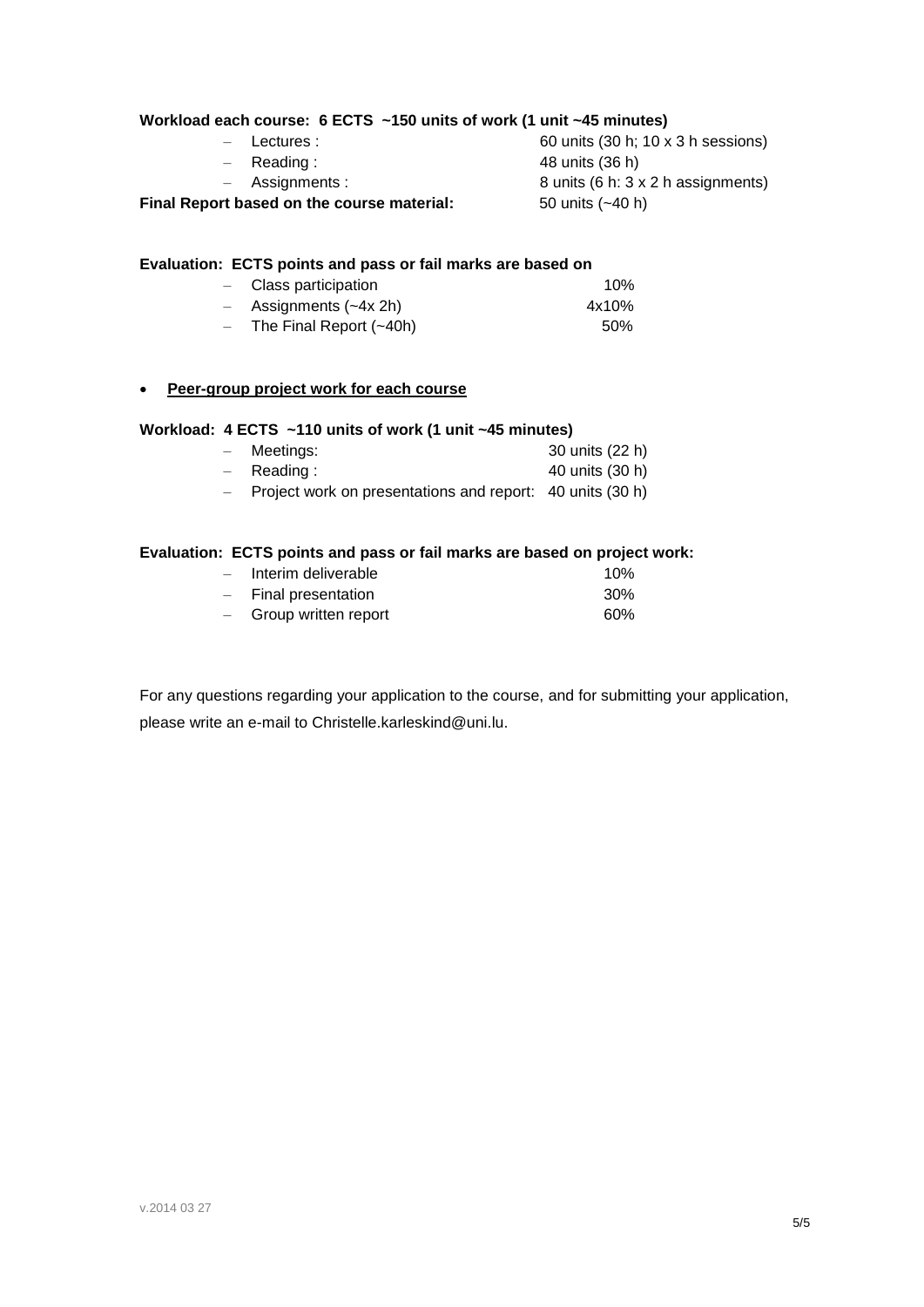**Workload each course: 6 ECTS ~150 units of work (1 unit ~45 minutes)**

- Lectures : 60 units (30 h; 10 x 3 h sessions)
- Reading : 48 units (36 h)
- Assignments : 8 units (6 h: 3 x 2 h assignments)

**Final Report based on the course material:** 50 units (~40 h)

**Evaluation: ECTS points and pass or fail marks are based on**

- Class participation 10%
- Assignments (~4x 2h) 4x10%
- The Final Report (~40h) 50%

- **Peer-group project work for each course**

**Workload: 4 ECTS ~110 units of work (1 unit ~45 minutes)**

- Meetings: 30 units (22 h)
- Reading : 40 units (30 h)
- Project work on presentations and report: 40 units (30 h)

**Evaluation: ECTS points and pass or fail marks are based on project work:**

- Interim deliverable 10%
- Final presentation 30%
- Group written report 60%

For any questions regarding your application to the course, and for submitting your application, please write an e-mail to Christelle.karleskind@uni.lu.

v.2014 03 27